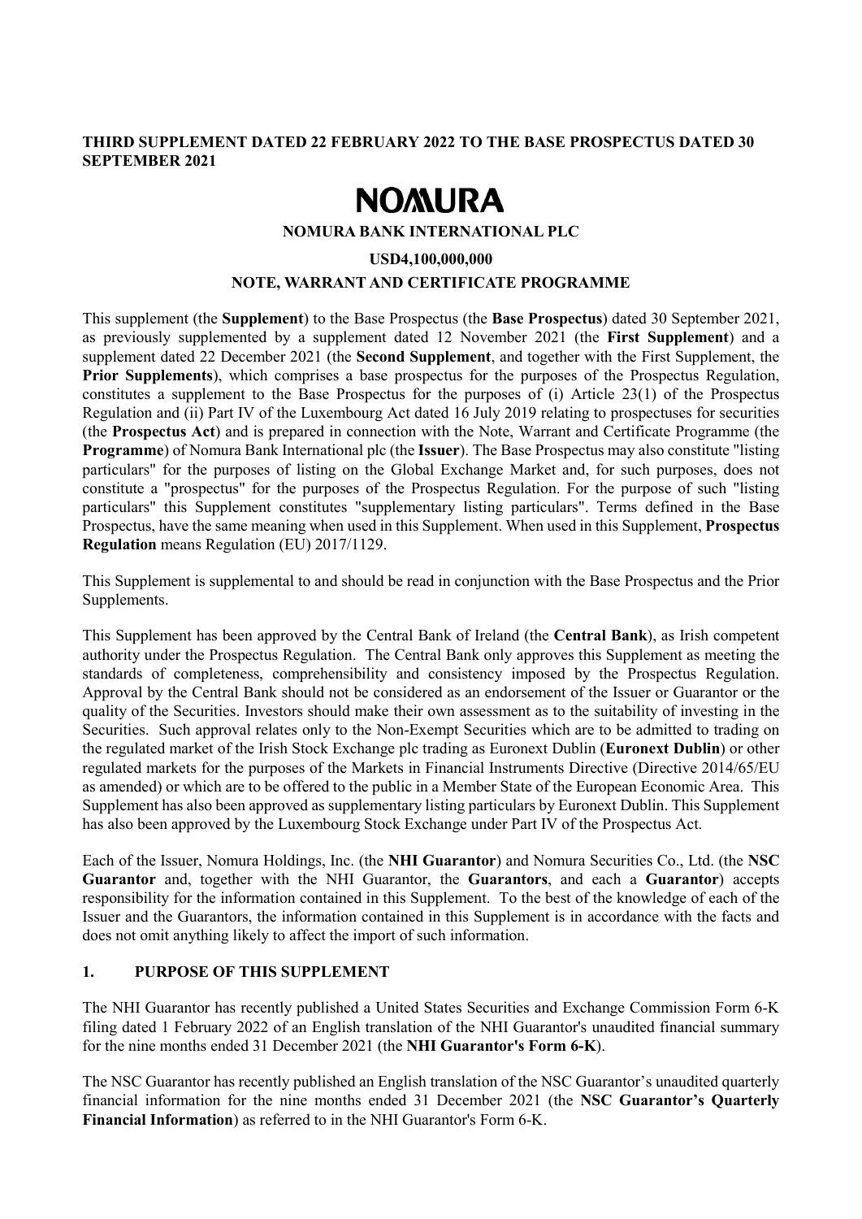**THIRD SUPPLEMENT DATED 22 FEBRUARY 2022 TO THE BASE PROSPECTUS DATED 30 SEPTEMBER 2021**

# NOMURA

**NOMURA BANK INTERNATIONAL PLC**

**USD4,100,000,000**

**NOTE, WARRANT AND CERTIFICATE PROGRAMME**

This supplement (the **Supplement**) to the Base Prospectus (the **Base Prospectus**) dated 30 September 2021, as previously supplemented by a supplement dated 12 November 2021 (the **First Supplement**) and a supplement dated 22 December 2021 (the **Second Supplement**, and together with the First Supplement, the **Prior Supplements**), which comprises a base prospectus for the purposes of the Prospectus Regulation, constitutes a supplement to the Base Prospectus for the purposes of (i) Article 23(1) of the Prospectus Regulation and (ii) Part IV of the Luxembourg Act dated 16 July 2019 relating to prospectuses for securities (the **Prospectus Act**) and is prepared in connection with the Note, Warrant and Certificate Programme (the **Programme**) of Nomura Bank International plc (the **Issuer**). The Base Prospectus may also constitute "listing particulars" for the purposes of listing on the Global Exchange Market and, for such purposes, does not constitute a "prospectus" for the purposes of the Prospectus Regulation. For the purpose of such "listing particulars" this Supplement constitutes "supplementary listing particulars". Terms defined in the Base Prospectus, have the same meaning when used in this Supplement. When used in this Supplement, **Prospectus Regulation** means Regulation (EU) 2017/1129.

This Supplement is supplemental to and should be read in conjunction with the Base Prospectus and the Prior Supplements.

This Supplement has been approved by the Central Bank of Ireland (the **Central Bank**), as Irish competent authority under the Prospectus Regulation. The Central Bank only approves this Supplement as meeting the standards of completeness, comprehensibility and consistency imposed by the Prospectus Regulation. Approval by the Central Bank should not be considered as an endorsement of the Issuer or Guarantor or the quality of the Securities. Investors should make their own assessment as to the suitability of investing in the Securities. Such approval relates only to the Non-Exempt Securities which are to be admitted to trading on the regulated market of the Irish Stock Exchange plc trading as Euronext Dublin (**Euronext Dublin**) or other regulated markets for the purposes of the Markets in Financial Instruments Directive (Directive 2014/65/EU as amended) or which are to be offered to the public in a Member State of the European Economic Area. This Supplement has also been approved as supplementary listing particulars by Euronext Dublin. This Supplement has also been approved by the Luxembourg Stock Exchange under Part IV of the Prospectus Act.

Each of the Issuer, Nomura Holdings, Inc. (the **NHI Guarantor**) and Nomura Securities Co., Ltd. (the **NSC Guarantor** and, together with the NHI Guarantor, the **Guarantors**, and each a **Guarantor**) accepts responsibility for the information contained in this Supplement. To the best of the knowledge of each of the Issuer and the Guarantors, the information contained in this Supplement is in accordance with the facts and does not omit anything likely to affect the import of such information.

## 1. PURPOSE OF THIS SUPPLEMENT

The NHI Guarantor has recently published a United States Securities and Exchange Commission Form 6-K filing dated 1 February 2022 of an English translation of the NHI Guarantor's unaudited financial summary for the nine months ended 31 December 2021 (the **NHI Guarantor's Form 6-K**).

The NSC Guarantor has recently published an English translation of the NSC Guarantor's unaudited quarterly financial information for the nine months ended 31 December 2021 (the **NSC Guarantor's Quarterly Financial Information**) as referred to in the NHI Guarantor's Form 6-K.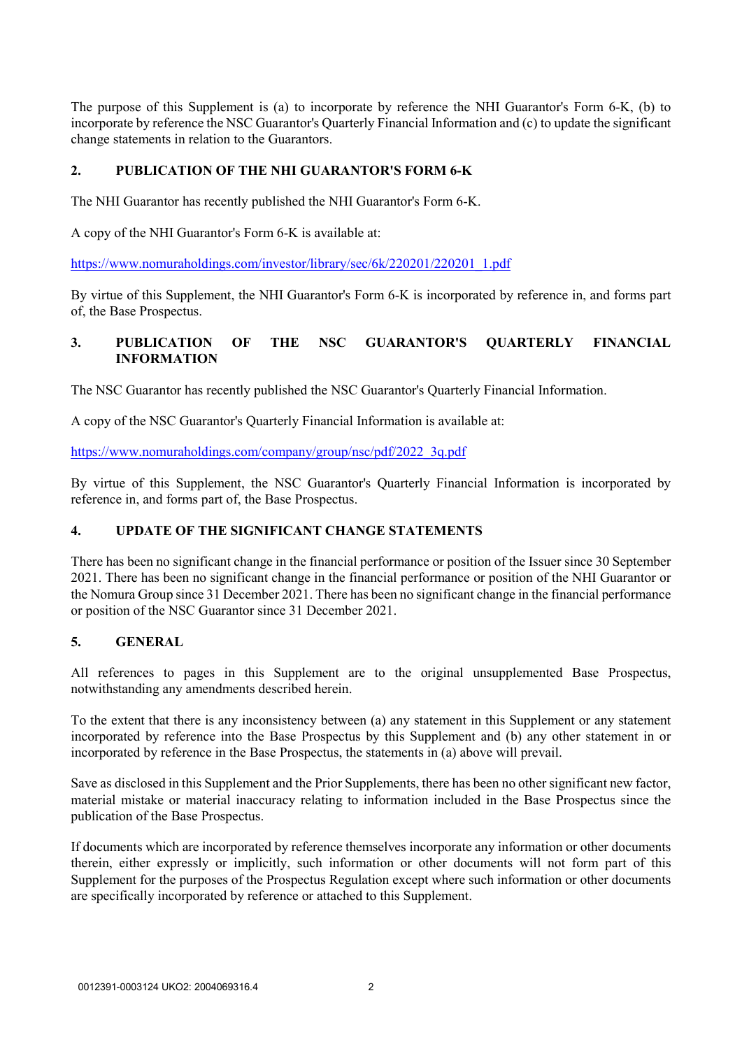The purpose of this Supplement is (a) to incorporate by reference the NHI Guarantor's Form 6-K, (b) to incorporate by reference the NSC Guarantor's Quarterly Financial Information and (c) to update the significant change statements in relation to the Guarantors.

## 2. PUBLICATION OF THE NHI GUARANTOR'S FORM 6-K

The NHI Guarantor has recently published the NHI Guarantor's Form 6-K.

A copy of the NHI Guarantor's Form 6-K is available at:

https://www.nomuraholdings.com/investor/library/sec/6k/220201/220201_1.pdf

By virtue of this Supplement, the NHI Guarantor's Form 6-K is incorporated by reference in, and forms part of, the Base Prospectus.

## 3. PUBLICATION OF THE NSC GUARANTOR'S QUARTERLY FINANCIAL INFORMATION

The NSC Guarantor has recently published the NSC Guarantor's Quarterly Financial Information.

A copy of the NSC Guarantor's Quarterly Financial Information is available at:

https://www.nomuraholdings.com/company/group/nsc/pdf/2022_3q.pdf

By virtue of this Supplement, the NSC Guarantor's Quarterly Financial Information is incorporated by reference in, and forms part of, the Base Prospectus.

## 4. UPDATE OF THE SIGNIFICANT CHANGE STATEMENTS

There has been no significant change in the financial performance or position of the Issuer since 30 September 2021. There has been no significant change in the financial performance or position of the NHI Guarantor or the Nomura Group since 31 December 2021. There has been no significant change in the financial performance or position of the NSC Guarantor since 31 December 2021.

## 5. GENERAL

All references to pages in this Supplement are to the original unsupplemented Base Prospectus, notwithstanding any amendments described herein.

To the extent that there is any inconsistency between (a) any statement in this Supplement or any statement incorporated by reference into the Base Prospectus by this Supplement and (b) any other statement in or incorporated by reference in the Base Prospectus, the statements in (a) above will prevail.

Save as disclosed in this Supplement and the Prior Supplements, there has been no other significant new factor, material mistake or material inaccuracy relating to information included in the Base Prospectus since the publication of the Base Prospectus.

If documents which are incorporated by reference themselves incorporate any information or other documents therein, either expressly or implicitly, such information or other documents will not form part of this Supplement for the purposes of the Prospectus Regulation except where such information or other documents are specifically incorporated by reference or attached to this Supplement.